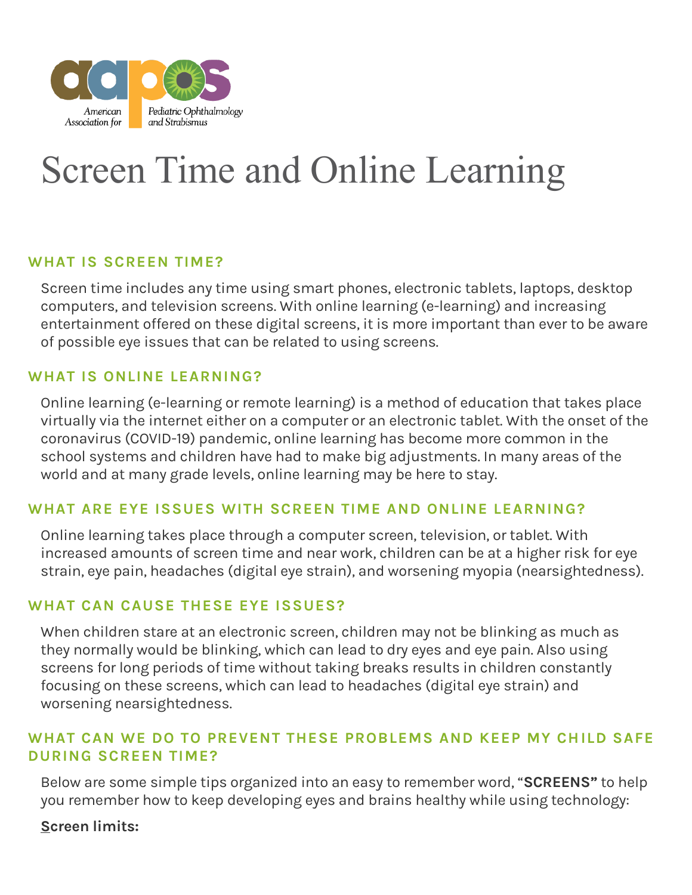American Association for Pediatric Ophthalmology and Strabismus

# Screen Time and Online Learning

## WHAT IS SCREEN TIME?

Screen time includes any time using smart phones, electronic tablets, laptops, desktop computers, and television screens. With online learning (e-learning) and increasing entertainment offered on these digital screens, it is more important than ever to be aware of possible eye issues that can be related to using screens.

## WHAT IS ONLINE LEARNING?

Online learning (e-learning or remote learning) is a method of education that takes place virtually via the internet either on a computer or an electronic tablet. With the onset of the coronavirus (COVID-19) pandemic, online learning has become more common in the school systems and children have had to make big adjustments. In many areas of the world and at many grade levels, online learning may be here to stay.

## WHAT ARE EYE ISSUES WITH SCREEN TIME AND ONLINE LEARNING?

Online learning takes place through a computer screen, television, or tablet. With increased amounts of screen time and near work, children can be at a higher risk for eye strain, eye pain, headaches (digital eye strain), and worsening myopia (nearsightedness).

## WHAT CAN CAUSE THESE EYE ISSUES?

When children stare at an electronic screen, children may not be blinking as much as they normally would be blinking, which can lead to dry eyes and eye pain. Also using screens for long periods of time without taking breaks results in children constantly focusing on these screens, which can lead to headaches (digital eye strain) and worsening nearsightedness.

## WHAT CAN WE DO TO PREVENT THESE PROBLEMS AND KEEP MY CHILD SAFE DURING SCREEN TIME?

Below are some simple tips organized into an easy to remember word, "**SCREENS"** to help you remember how to keep developing eyes and brains healthy while using technology:

**Screen limits:**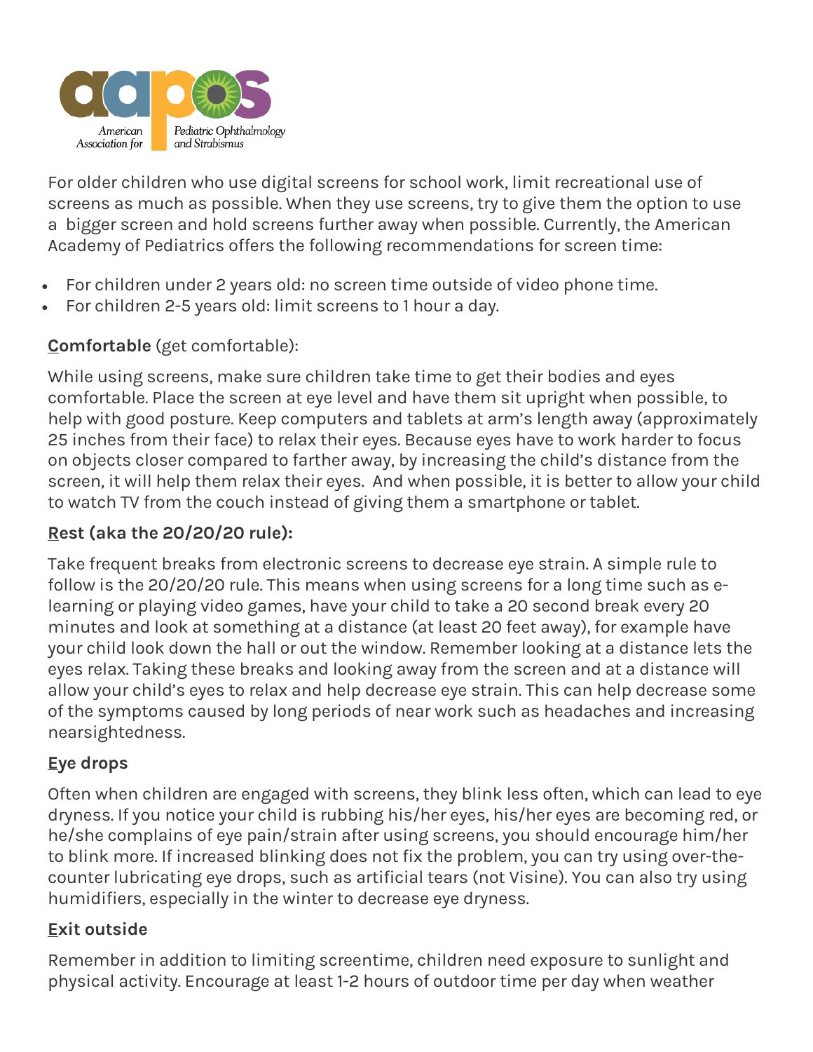For older children who use digital screens for school work, limit recreational use of screens as much as possible. When they use screens, try to give them the option to use a bigger screen and hold screens further away when possible. Currently, the American Academy of Pediatrics offers the following recommendations for screen time:

- For children under 2 years old: no screen time outside of video phone time.
- For children 2-5 years old: limit screens to 1 hour a day.

**Comfortable** (get comfortable):

While using screens, make sure children take time to get their bodies and eyes comfortable. Place the screen at eye level and have them sit upright when possible, to help with good posture. Keep computers and tablets at arm's length away (approximately 25 inches from their face) to relax their eyes. Because eyes have to work harder to focus on objects closer compared to farther away, by increasing the child's distance from the screen, it will help them relax their eyes. And when possible, it is better to allow your child to watch TV from the couch instead of giving them a smartphone or tablet.

**Rest (aka the 20/20/20 rule):**

Take frequent breaks from electronic screens to decrease eye strain. A simple rule to follow is the 20/20/20 rule. This means when using screens for a long time such as e-learning or playing video games, have your child to take a 20 second break every 20 minutes and look at something at a distance (at least 20 feet away), for example have your child look down the hall or out the window. Remember looking at a distance lets the eyes relax. Taking these breaks and looking away from the screen and at a distance will allow your child's eyes to relax and help decrease eye strain. This can help decrease some of the symptoms caused by long periods of near work such as headaches and increasing nearsightedness.

**Eye drops**

Often when children are engaged with screens, they blink less often, which can lead to eye dryness. If you notice your child is rubbing his/her eyes, his/her eyes are becoming red, or he/she complains of eye pain/strain after using screens, you should encourage him/her to blink more. If increased blinking does not fix the problem, you can try using over-the-counter lubricating eye drops, such as artificial tears (not Visine). You can also try using humidifiers, especially in the winter to decrease eye dryness.

**Exit outside**

Remember in addition to limiting screentime, children need exposure to sunlight and physical activity. Encourage at least 1-2 hours of outdoor time per day when weather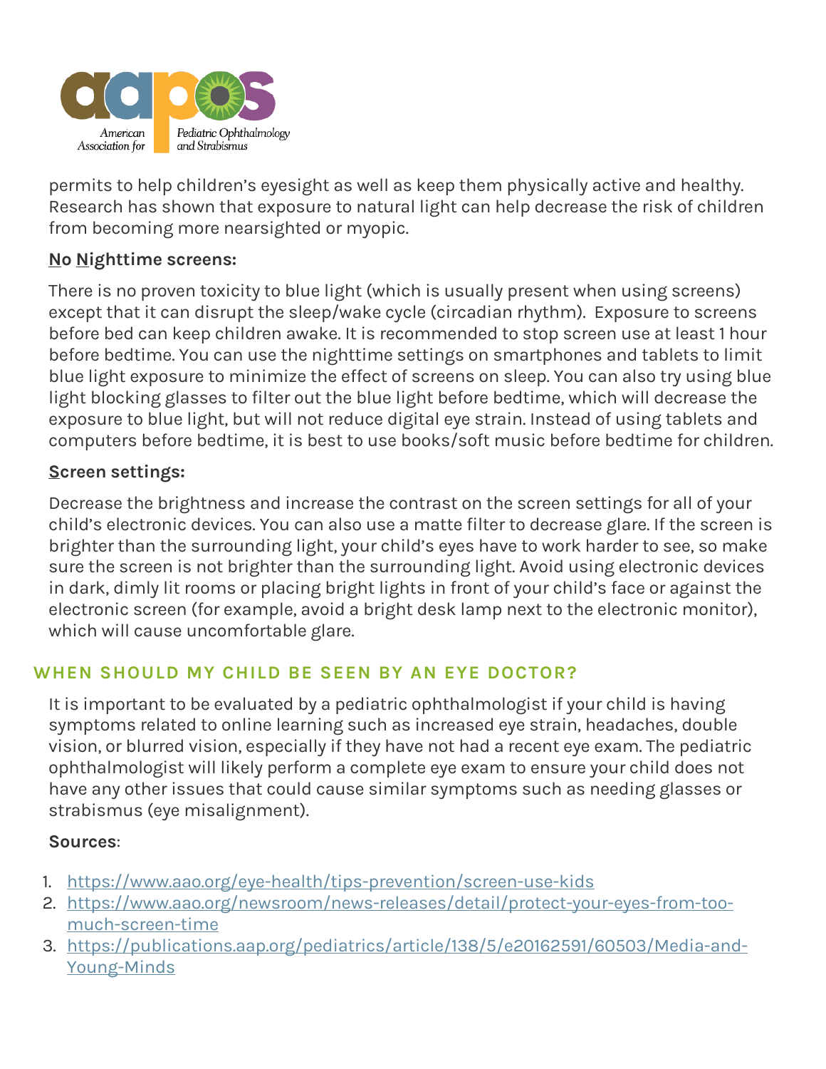permits to help children's eyesight as well as keep them physically active and healthy. Research has shown that exposure to natural light can help decrease the risk of children from becoming more nearsighted or myopic.

**N**o **N**ighttime screens:

There is no proven toxicity to blue light (which is usually present when using screens) except that it can disrupt the sleep/wake cycle (circadian rhythm). Exposure to screens before bed can keep children awake. It is recommended to stop screen use at least 1 hour before bedtime. You can use the nighttime settings on smartphones and tablets to limit blue light exposure to minimize the effect of screens on sleep. You can also try using blue light blocking glasses to filter out the blue light before bedtime, which will decrease the exposure to blue light, but will not reduce digital eye strain. Instead of using tablets and computers before bedtime, it is best to use books/soft music before bedtime for children.

**S**creen settings:

Decrease the brightness and increase the contrast on the screen settings for all of your child's electronic devices. You can also use a matte filter to decrease glare. If the screen is brighter than the surrounding light, your child's eyes have to work harder to see, so make sure the screen is not brighter than the surrounding light. Avoid using electronic devices in dark, dimly lit rooms or placing bright lights in front of your child's face or against the electronic screen (for example, avoid a bright desk lamp next to the electronic monitor), which will cause uncomfortable glare.

## WHEN SHOULD MY CHILD BE SEEN BY AN EYE DOCTOR?

It is important to be evaluated by a pediatric ophthalmologist if your child is having symptoms related to online learning such as increased eye strain, headaches, double vision, or blurred vision, especially if they have not had a recent eye exam. The pediatric ophthalmologist will likely perform a complete eye exam to ensure your child does not have any other issues that could cause similar symptoms such as needing glasses or strabismus (eye misalignment).

**Sources**:

1. https://www.aao.org/eye-health/tips-prevention/screen-use-kids
2. https://www.aao.org/newsroom/news-releases/detail/protect-your-eyes-from-too-much-screen-time
3. https://publications.aap.org/pediatrics/article/138/5/e20162591/60503/Media-and-Young-Minds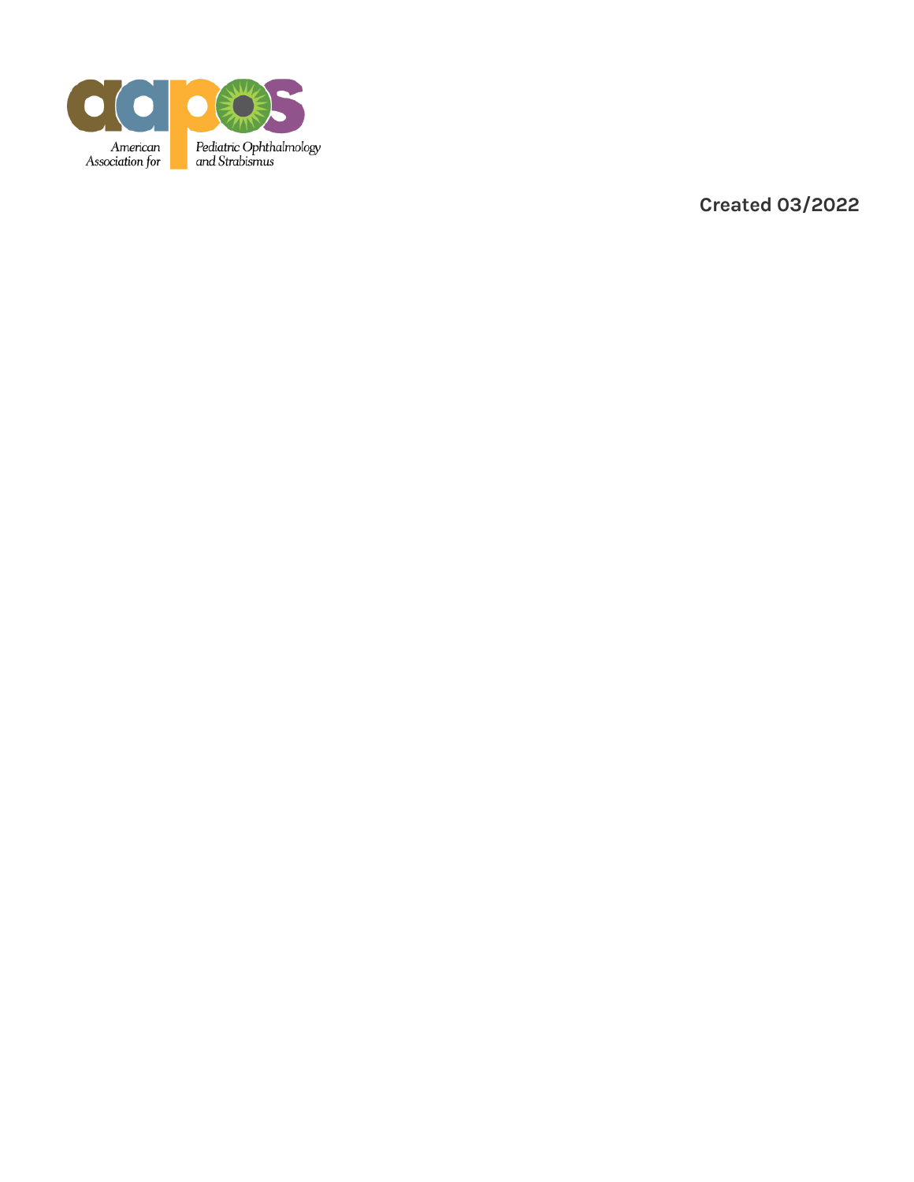American Association for Pediatric Ophthalmology and Strabismus

**Created 03/2022**